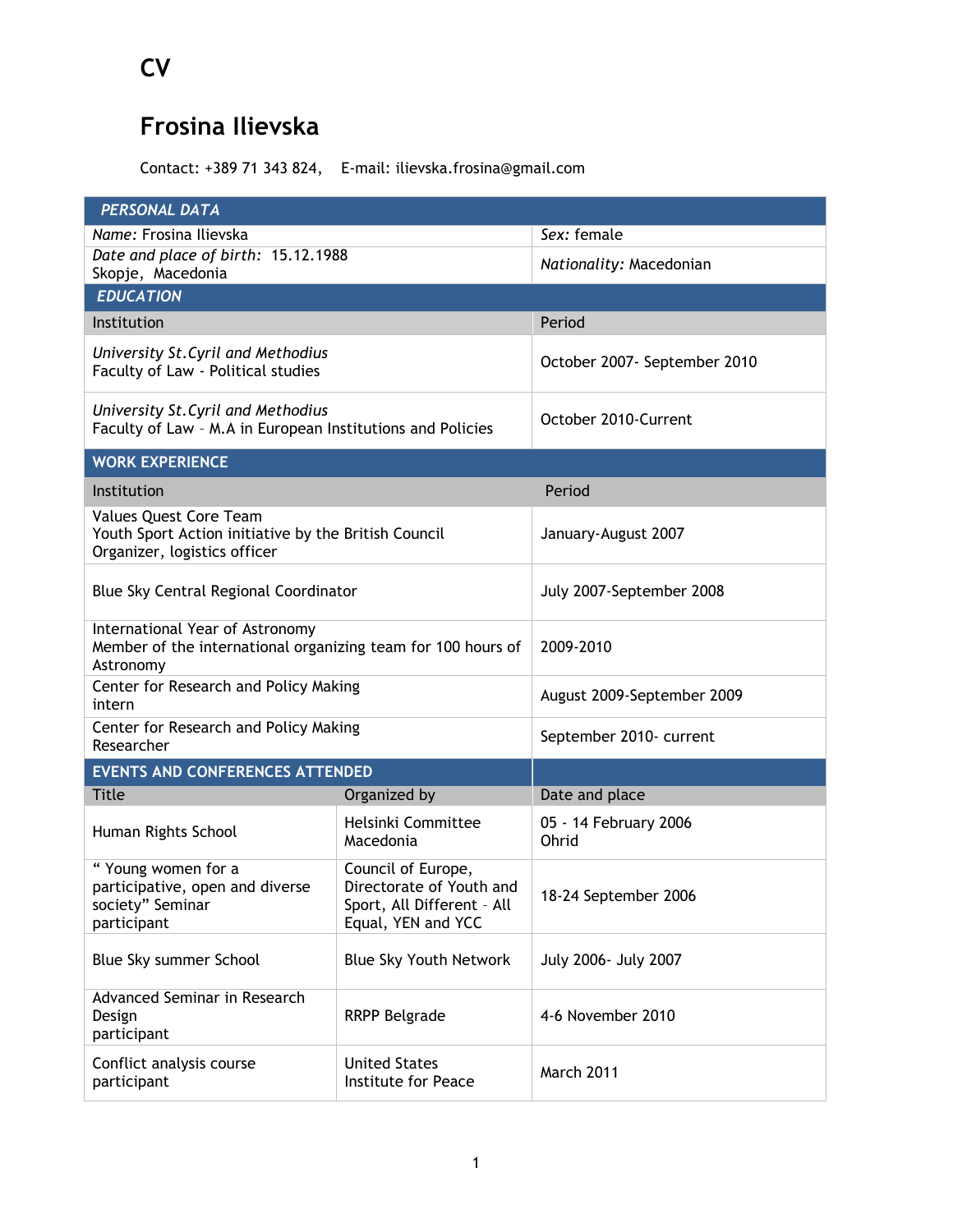# CV

## Frosina Ilievska

Contact: +389 71 343 824,    E-mail: ilievska.frosina@gmail.com

| PERSONAL DATA | |
|---|---|
| *Name:* Frosina Ilievska | *Sex:* female |
| *Date and place of birth:* 15.12.1988 Skopje, Macedonia | *Nationality:* Macedonian |

| EDUCATION | |
|---|---|
| Institution | Period |
| *University St.Cyril and Methodius* Faculty of Law - Political studies | October 2007- September 2010 |
| *University St.Cyril and Methodius* Faculty of Law – M.A in European Institutions and Policies | October 2010-Current |

| WORK EXPERIENCE | |
|---|---|
| Institution | Period |
| Values Quest Core Team Youth Sport Action initiative by the British Council Organizer, logistics officer | January-August 2007 |
| Blue Sky Central Regional Coordinator | July 2007-September 2008 |
| International Year of Astronomy Member of the international organizing team for 100 hours of Astronomy | 2009-2010 |
| Center for Research and Policy Making intern | August 2009-September 2009 |
| Center for Research and Policy Making Researcher | September 2010- current |

| EVENTS AND CONFERENCES ATTENDED | | |
|---|---|---|
| Title | Organized by | Date and place |
| Human Rights School | Helsinki Committee Macedonia | 05 - 14 February 2006 Ohrid |
| " Young women for a participative, open and diverse society" Seminar participant | Council of Europe, Directorate of Youth and Sport, All Different – All Equal, YEN and YCC | 18-24 September 2006 |
| Blue Sky summer School | Blue Sky Youth Network | July 2006- July 2007 |
| Advanced Seminar in Research Design participant | RRPP Belgrade | 4-6 November 2010 |
| Conflict analysis course participant | United States Institute for Peace | March 2011 |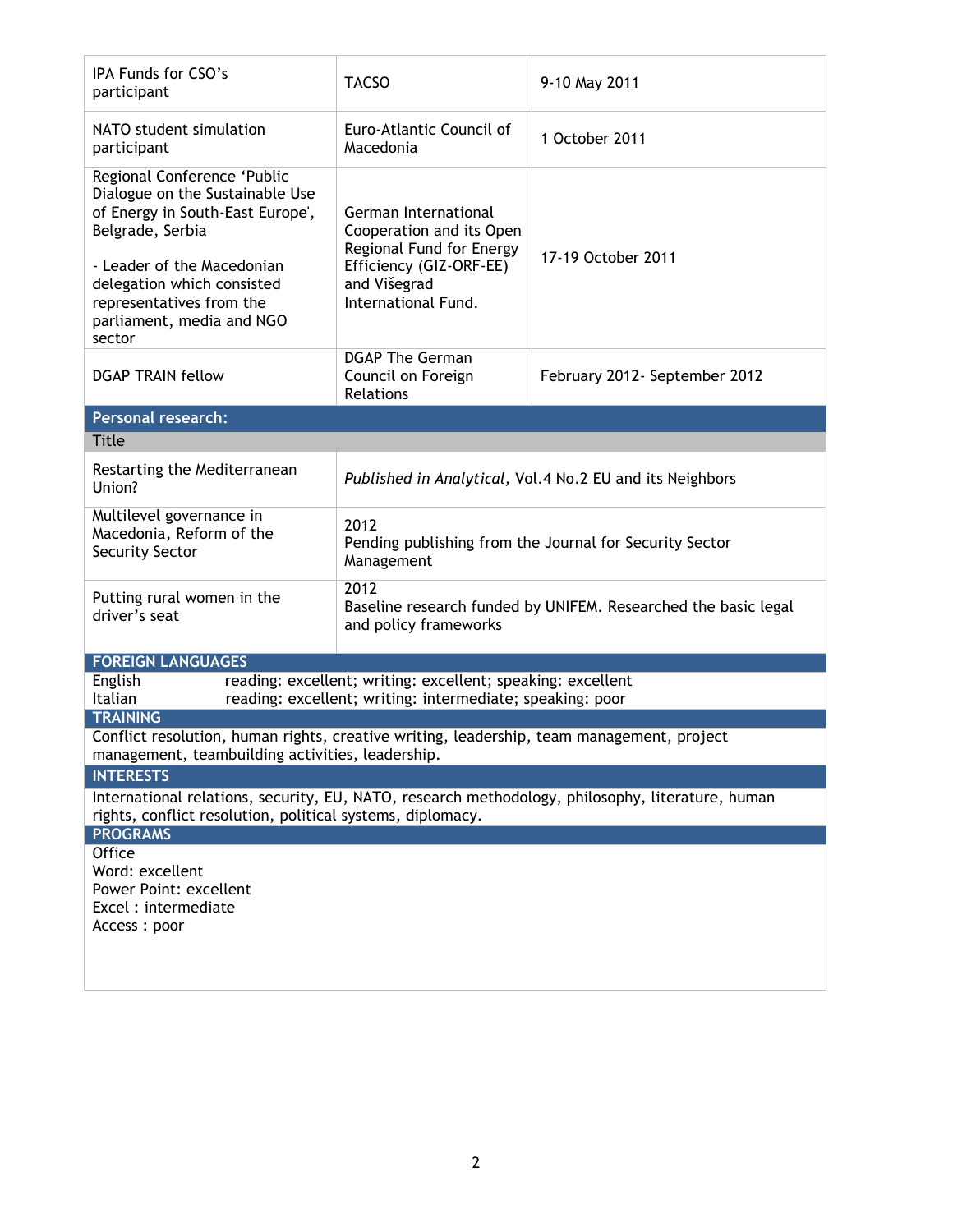| | | |
|---|---|---|
| IPA Funds for CSO's participant | TACSO | 9-10 May 2011 |
| NATO student simulation participant | Euro-Atlantic Council of Macedonia | 1 October 2011 |
| Regional Conference 'Public Dialogue on the Sustainable Use of Energy in South-East Europe', Belgrade, Serbia<br><br>- Leader of the Macedonian delegation which consisted representatives from the parliament, media and NGO sector | German International Cooperation and its Open Regional Fund for Energy Efficiency (GIZ-ORF-EE) and Višegrad International Fund. | 17-19 October 2011 |
| DGAP TRAIN fellow | DGAP The German Council on Foreign Relations | February 2012- September 2012 |

## Personal research:

| Title | |
|---|---|
| Restarting the Mediterranean Union? | *Published in Analytical*, Vol.4 No.2 EU and its Neighbors |
| Multilevel governance in Macedonia, Reform of the Security Sector | 2012<br>Pending publishing from the Journal for Security Sector Management |
| Putting rural women in the driver's seat | 2012<br>Baseline research funded by UNIFEM. Researched the basic legal and policy frameworks |

## FOREIGN LANGUAGES

English reading: excellent; writing: excellent; speaking: excellent
Italian reading: excellent; writing: intermediate; speaking: poor

## TRAINING

Conflict resolution, human rights, creative writing, leadership, team management, project management, teambuilding activities, leadership.

## INTERESTS

International relations, security, EU, NATO, research methodology, philosophy, literature, human rights, conflict resolution, political systems, diplomacy.

## PROGRAMS

Office
Word: excellent
Power Point: excellent
Excel : intermediate
Access : poor